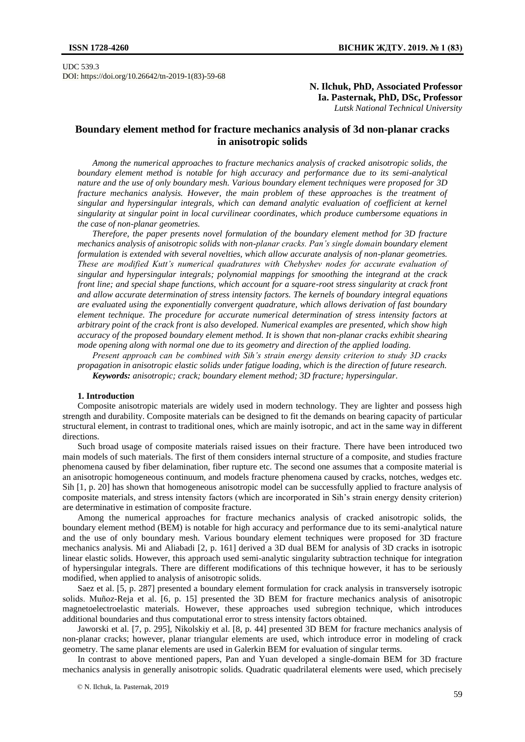UDC 539.3
DOI: https://doi.org/10.26642/tn-2019-1(83)-59-68

**N. Ilchuk, PhD, Associated Professor**
**Ia. Pasternak, PhD, DSc, Professor**
*Lutsk National Technical University*

# Boundary element method for fracture mechanics analysis of 3d non-planar cracks in anisotropic solids

*Among the numerical approaches to fracture mechanics analysis of cracked anisotropic solids, the boundary element method is notable for high accuracy and performance due to its semi-analytical nature and the use of only boundary mesh. Various boundary element techniques were proposed for 3D fracture mechanics analysis. However, the main problem of these approaches is the treatment of singular and hypersingular integrals, which can demand analytic evaluation of coefficient at kernel singularity at singular point in local curvilinear coordinates, which produce cumbersome equations in the case of non-planar geometries.*

*Therefore, the paper presents novel formulation of the boundary element method for 3D fracture mechanics analysis of anisotropic solids with non-planar cracks. Pan's single domain boundary element formulation is extended with several novelties, which allow accurate analysis of non-planar geometries. These are modified Kutt's numerical quadratures with Chebyshev nodes for accurate evaluation of singular and hypersingular integrals; polynomial mappings for smoothing the integrand at the crack front line; and special shape functions, which account for a square-root stress singularity at crack front and allow accurate determination of stress intensity factors. The kernels of boundary integral equations are evaluated using the exponentially convergent quadrature, which allows derivation of fast boundary element technique. The procedure for accurate numerical determination of stress intensity factors at arbitrary point of the crack front is also developed. Numerical examples are presented, which show high accuracy of the proposed boundary element method. It is shown that non-planar cracks exhibit shearing mode opening along with normal one due to its geometry and direction of the applied loading.*

*Present approach can be combined with Sih's strain energy density criterion to study 3D cracks propagation in anisotropic elastic solids under fatigue loading, which is the direction of future research.*

***Keywords:** anisotropic; crack; boundary element method; 3D fracture; hypersingular.*

## 1. Introduction

Composite anisotropic materials are widely used in modern technology. They are lighter and possess high strength and durability. Composite materials can be designed to fit the demands on bearing capacity of particular structural element, in contrast to traditional ones, which are mainly isotropic, and act in the same way in different directions.

Such broad usage of composite materials raised issues on their fracture. There have been introduced two main models of such materials. The first of them considers internal structure of a composite, and studies fracture phenomena caused by fiber delamination, fiber rupture etc. The second one assumes that a composite material is an anisotropic homogeneous continuum, and models fracture phenomena caused by cracks, notches, wedges etc. Sih [1, p. 20] has shown that homogeneous anisotropic model can be successfully applied to fracture analysis of composite materials, and stress intensity factors (which are incorporated in Sih's strain energy density criterion) are determinative in estimation of composite fracture.

Among the numerical approaches for fracture mechanics analysis of cracked anisotropic solids, the boundary element method (BEM) is notable for high accuracy and performance due to its semi-analytical nature and the use of only boundary mesh. Various boundary element techniques were proposed for 3D fracture mechanics analysis. Mi and Aliabadi [2, p. 161] derived a 3D dual BEM for analysis of 3D cracks in isotropic linear elastic solids. However, this approach used semi-analytic singularity subtraction technique for integration of hypersingular integrals. There are different modifications of this technique however, it has to be seriously modified, when applied to analysis of anisotropic solids.

Saez et al. [5, p. 287] presented a boundary element formulation for crack analysis in transversely isotropic solids. Muñoz-Reja et al. [6, p. 15] presented the 3D BEM for fracture mechanics analysis of anisotropic magnetoelectroelastic materials. However, these approaches used subregion technique, which introduces additional boundaries and thus computational error to stress intensity factors obtained.

Jaworski et al. [7, p. 295], Nikolskiy et al. [8, p. 44] presented 3D BEM for fracture mechanics analysis of non-planar cracks; however, planar triangular elements are used, which introduce error in modeling of crack geometry. The same planar elements are used in Galerkin BEM for evaluation of singular terms.

In contrast to above mentioned papers, Pan and Yuan developed a single-domain BEM for 3D fracture mechanics analysis in generally anisotropic solids. Quadratic quadrilateral elements were used, which precisely

© N. Ilchuk, Ia. Pasternak, 2019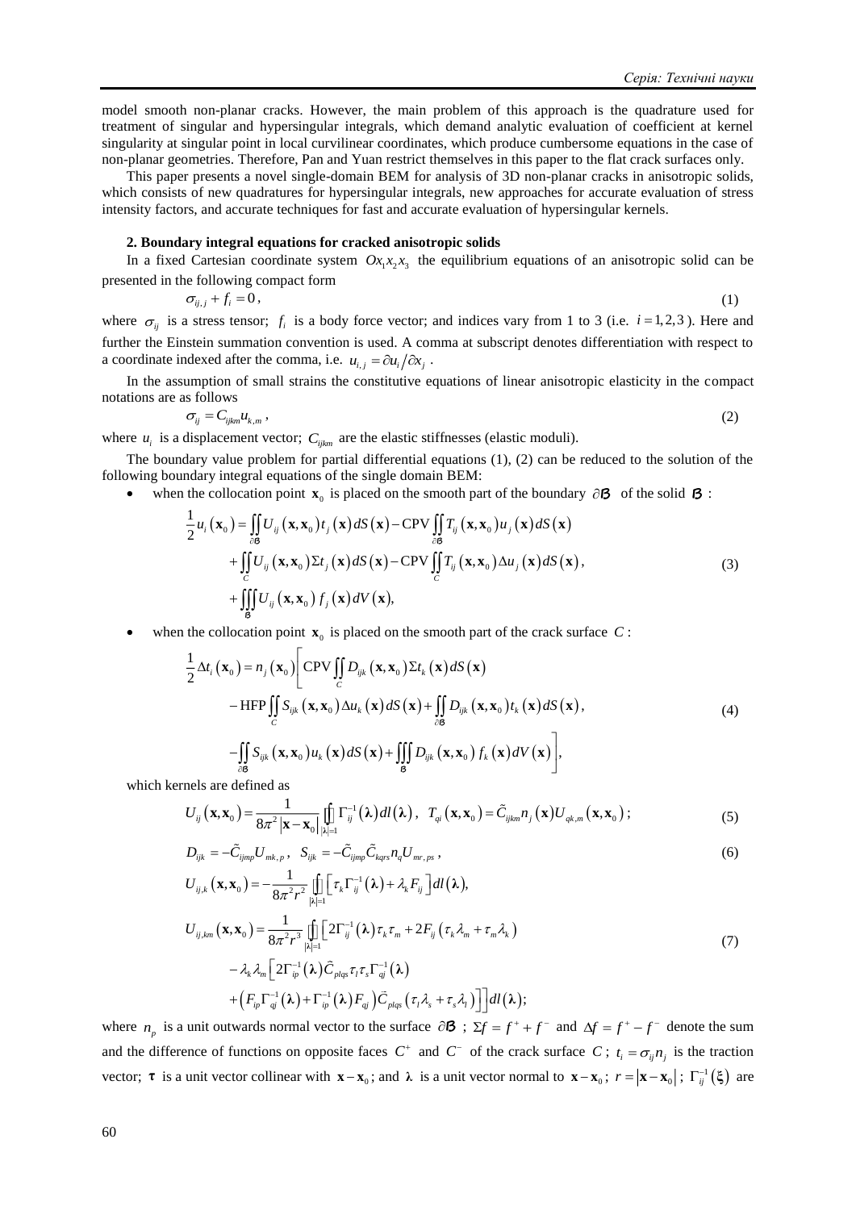model smooth non-planar cracks. However, the main problem of this approach is the quadrature used for treatment of singular and hypersingular integrals, which demand analytic evaluation of coefficient at kernel singularity at singular point in local curvilinear coordinates, which produce cumbersome equations in the case of non-planar geometries. Therefore, Pan and Yuan restrict themselves in this paper to the flat crack surfaces only.

This paper presents a novel single-domain BEM for analysis of 3D non-planar cracks in anisotropic solids, which consists of new quadratures for hypersingular integrals, new approaches for accurate evaluation of stress intensity factors, and accurate techniques for fast and accurate evaluation of hypersingular kernels.

**2. Boundary integral equations for cracked anisotropic solids**

In a fixed Cartesian coordinate system $Ox_1x_2x_3$ the equilibrium equations of an anisotropic solid can be presented in the following compact form

$$\sigma_{ij,j} + f_i = 0, \tag{1}$$

where $\sigma_{ij}$ is a stress tensor; $f_i$ is a body force vector; and indices vary from 1 to 3 (i.e. $i = 1,2,3$). Here and further the Einstein summation convention is used. A comma at subscript denotes differentiation with respect to a coordinate indexed after the comma, i.e. $u_{i,j} = \partial u_i / \partial x_j$.

In the assumption of small strains the constitutive equations of linear anisotropic elasticity in the compact notations are as follows

$$\sigma_{ij} = C_{ijkm} u_{k,m}, \tag{2}$$

where $u_i$ is a displacement vector; $C_{ijkm}$ are the elastic stiffnesses (elastic moduli).

The boundary value problem for partial differential equations (1), (2) can be reduced to the solution of the following boundary integral equations of the single domain BEM:

- when the collocation point $\mathbf{x}_0$ is placed on the smooth part of the boundary $\partial\mathcal{B}$ of the solid $\mathcal{B}$:

$$\begin{aligned}
\frac{1}{2} u_i(\mathbf{x}_0) = &\iint_{\partial\mathcal{B}} U_{ij}(\mathbf{x},\mathbf{x}_0) t_j(\mathbf{x}) dS(\mathbf{x}) - \mathrm{CPV}\iint_{\partial\mathcal{B}} T_{ij}(\mathbf{x},\mathbf{x}_0) u_j(\mathbf{x}) dS(\mathbf{x}) \\
&+ \iint_{C} U_{ij}(\mathbf{x},\mathbf{x}_0) \Sigma t_j(\mathbf{x}) dS(\mathbf{x}) - \mathrm{CPV}\iint_{C} T_{ij}(\mathbf{x},\mathbf{x}_0) \Delta u_j(\mathbf{x}) dS(\mathbf{x}), \\
&+ \iiint_{\mathcal{B}} U_{ij}(\mathbf{x},\mathbf{x}_0) f_j(\mathbf{x}) dV(\mathbf{x}),
\end{aligned} \tag{3}$$

- when the collocation point $\mathbf{x}_0$ is placed on the smooth part of the crack surface $C$:

$$\begin{aligned}
\frac{1}{2} \Delta t_i(\mathbf{x}_0) = n_j(\mathbf{x}_0) \Bigg[ &\mathrm{CPV}\iint_{C} D_{ijk}(\mathbf{x},\mathbf{x}_0) \Sigma t_k(\mathbf{x}) dS(\mathbf{x}) \\
&- \mathrm{HFP}\iint_{C} S_{ijk}(\mathbf{x},\mathbf{x}_0) \Delta u_k(\mathbf{x}) dS(\mathbf{x}) + \iint_{\partial\mathcal{B}} D_{ijk}(\mathbf{x},\mathbf{x}_0) t_k(\mathbf{x}) dS(\mathbf{x}), \\
&- \iint_{\partial\mathcal{B}} S_{ijk}(\mathbf{x},\mathbf{x}_0) u_k(\mathbf{x}) dS(\mathbf{x}) + \iiint_{\mathcal{B}} D_{ijk}(\mathbf{x},\mathbf{x}_0) f_k(\mathbf{x}) dV(\mathbf{x}) \Bigg],
\end{aligned} \tag{4}$$

which kernels are defined as

$$U_{ij}(\mathbf{x},\mathbf{x}_0) = \frac{1}{8\pi^2 |\mathbf{x}-\mathbf{x}_0|} \oint_{|\boldsymbol{\lambda}|=1} \Gamma_{ij}^{-1}(\boldsymbol{\lambda}) dl(\boldsymbol{\lambda}), \quad T_{qi}(\mathbf{x},\mathbf{x}_0) = \tilde{C}_{ijkm} n_j(\mathbf{x}) U_{qk,m}(\mathbf{x},\mathbf{x}_0); \tag{5}$$

$$D_{ijk} = -\tilde{C}_{ijmp} U_{mk,p}, \quad S_{ijk} = -\tilde{C}_{ijmp} \tilde{C}_{kqrs} n_q U_{mr,ps}, \tag{6}$$

$$\begin{aligned}
U_{ij,k}(\mathbf{x},\mathbf{x}_0) &= -\frac{1}{8\pi^2 r^2} \oint_{|\boldsymbol{\lambda}|=1} \left[ \tau_k \Gamma_{ij}^{-1}(\boldsymbol{\lambda}) + \lambda_k F_{ij} \right] dl(\boldsymbol{\lambda}), \\
U_{ij,km}(\mathbf{x},\mathbf{x}_0) &= \frac{1}{8\pi^2 r^3} \oint_{|\boldsymbol{\lambda}|=1} \Big[ 2\Gamma_{ij}^{-1}(\boldsymbol{\lambda}) \tau_k \tau_m + 2F_{ij}(\tau_k \lambda_m + \tau_m \lambda_k) \\
&\quad - \lambda_k \lambda_m \Big[ 2\Gamma_{ip}^{-1}(\boldsymbol{\lambda}) \tilde{C}_{plqs} \tau_l \tau_s \Gamma_{qj}^{-1}(\boldsymbol{\lambda}) \\
&\quad + \left( F_{ip} \Gamma_{qj}^{-1}(\boldsymbol{\lambda}) + \Gamma_{ip}^{-1}(\boldsymbol{\lambda}) F_{qj} \right) \tilde{C}_{plqs} (\tau_l \lambda_s + \tau_s \lambda_l) \Big] \Big] dl(\boldsymbol{\lambda});
\end{aligned} \tag{7}$$

where $n_p$ is a unit outwards normal vector to the surface $\partial\mathcal{B}$; $\Sigma f = f^+ + f^-$ and $\Delta f = f^+ - f^-$ denote the sum and the difference of functions on opposite faces $C^+$ and $C^-$ of the crack surface $C$; $t_i = \sigma_{ij} n_j$ is the traction vector; $\boldsymbol{\tau}$ is a unit vector collinear with $\mathbf{x}-\mathbf{x}_0$; and $\boldsymbol{\lambda}$ is a unit vector normal to $\mathbf{x}-\mathbf{x}_0$; $r = |\mathbf{x}-\mathbf{x}_0|$; $\Gamma_{ij}^{-1}(\boldsymbol{\xi})$ are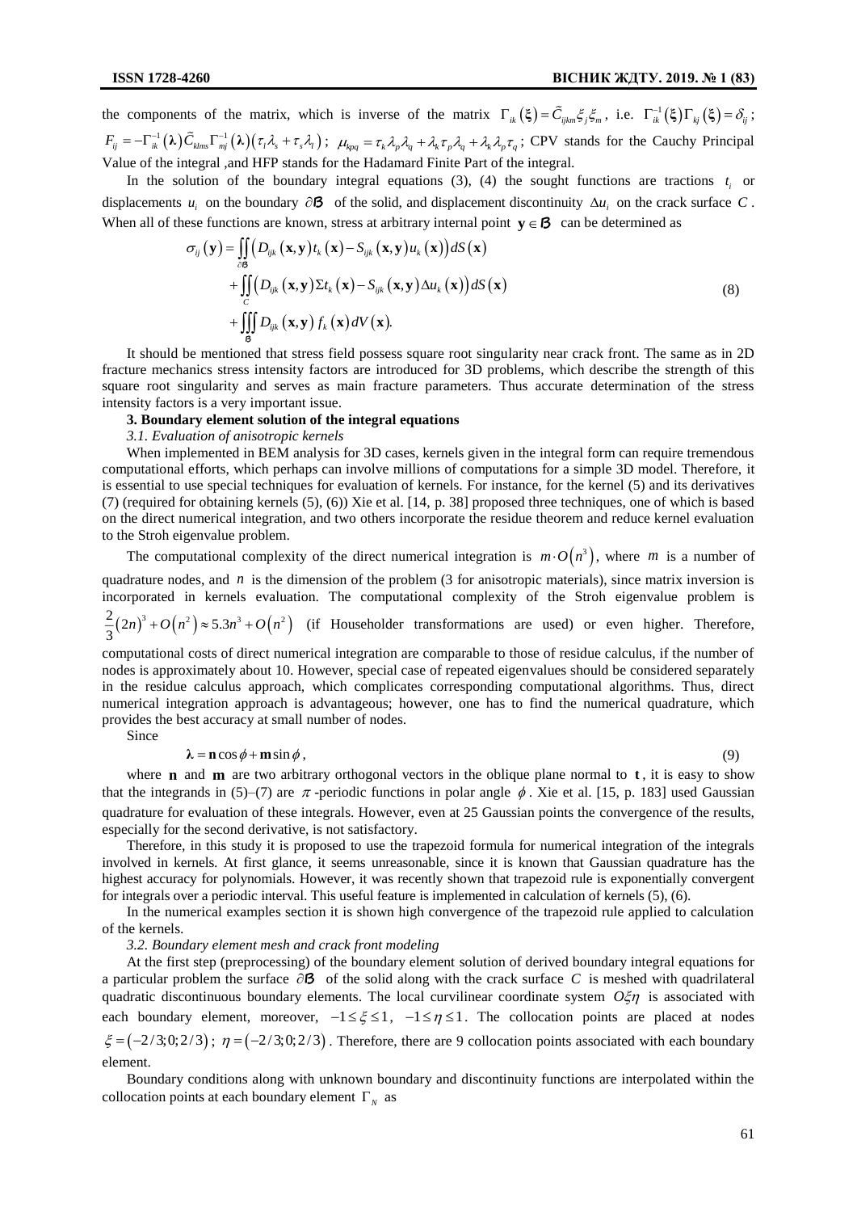the components of the matrix, which is inverse of the matrix $\Gamma_{ik}(\boldsymbol{\xi}) = \tilde{C}_{ijkm}\xi_j\xi_m$, i.e. $\Gamma_{ik}^{-1}(\boldsymbol{\xi})\Gamma_{kj}(\boldsymbol{\xi}) = \delta_{ij}$; $F_{ij} = -\Gamma_{ik}^{-1}(\boldsymbol{\lambda})\tilde{C}_{klms}\Gamma_{mj}^{-1}(\boldsymbol{\lambda})(\tau_l\lambda_s + \tau_s\lambda_l)$; $\mu_{kpq} = \tau_k\lambda_p\lambda_q + \lambda_k\tau_p\lambda_q + \lambda_k\lambda_p\tau_q$; CPV stands for the Cauchy Principal Value of the integral ,and HFP stands for the Hadamard Finite Part of the integral.

In the solution of the boundary integral equations (3), (4) the sought functions are tractions $t_i$ or displacements $u_i$ on the boundary $\partial\mathcal{B}$ of the solid, and displacement discontinuity $\Delta u_i$ on the crack surface $C$. When all of these functions are known, stress at arbitrary internal point $\mathbf{y} \in \mathcal{B}$ can be determined as

$$\begin{aligned}
\sigma_{ij}(\mathbf{y}) = &\iint_{\partial\mathcal{B}} \left(D_{ijk}(\mathbf{x},\mathbf{y})t_k(\mathbf{x}) - S_{ijk}(\mathbf{x},\mathbf{y})u_k(\mathbf{x})\right)dS(\mathbf{x}) \\
&+ \iint_{C} \left(D_{ijk}(\mathbf{x},\mathbf{y})\Sigma t_k(\mathbf{x}) - S_{ijk}(\mathbf{x},\mathbf{y})\Delta u_k(\mathbf{x})\right)dS(\mathbf{x}) \\
&+ \iiint_{\mathcal{B}} D_{ijk}(\mathbf{x},\mathbf{y})f_k(\mathbf{x})dV(\mathbf{x}).
\end{aligned} \tag{8}$$

It should be mentioned that stress field possess square root singularity near crack front. The same as in 2D fracture mechanics stress intensity factors are introduced for 3D problems, which describe the strength of this square root singularity and serves as main fracture parameters. Thus accurate determination of the stress intensity factors is a very important issue.

### 3. Boundary element solution of the integral equations

*3.1. Evaluation of anisotropic kernels*

When implemented in BEM analysis for 3D cases, kernels given in the integral form can require tremendous computational efforts, which perhaps can involve millions of computations for a simple 3D model. Therefore, it is essential to use special techniques for evaluation of kernels. For instance, for the kernel (5) and its derivatives (7) (required for obtaining kernels (5), (6)) Xie et al. [14, p. 38] proposed three techniques, one of which is based on the direct numerical integration, and two others incorporate the residue theorem and reduce kernel evaluation to the Stroh eigenvalue problem.

The computational complexity of the direct numerical integration is $m \cdot O(n^3)$, where $m$ is a number of quadrature nodes, and $n$ is the dimension of the problem (3 for anisotropic materials), since matrix inversion is incorporated in kernels evaluation. The computational complexity of the Stroh eigenvalue problem is $\frac{2}{3}(2n)^3 + O(n^2) \approx 5.3n^3 + O(n^2)$ (if Householder transformations are used) or even higher. Therefore, computational costs of direct numerical integration are comparable to those of residue calculus, if the number of nodes is approximately about 10. However, special case of repeated eigenvalues should be considered separately in the residue calculus approach, which complicates corresponding computational algorithms. Thus, direct numerical integration approach is advantageous; however, one has to find the numerical quadrature, which provides the best accuracy at small number of nodes.

Since

$$\boldsymbol{\lambda} = \mathbf{n}\cos\phi + \mathbf{m}\sin\phi, \tag{9}$$

where $\mathbf{n}$ and $\mathbf{m}$ are two arbitrary orthogonal vectors in the oblique plane normal to $\mathbf{t}$, it is easy to show that the integrands in (5)–(7) are $\pi$-periodic functions in polar angle $\phi$. Xie et al. [15, p. 183] used Gaussian quadrature for evaluation of these integrals. However, even at 25 Gaussian points the convergence of the results, especially for the second derivative, is not satisfactory.

Therefore, in this study it is proposed to use the trapezoid formula for numerical integration of the integrals involved in kernels. At first glance, it seems unreasonable, since it is known that Gaussian quadrature has the highest accuracy for polynomials. However, it was recently shown that trapezoid rule is exponentially convergent for integrals over a periodic interval. This useful feature is implemented in calculation of kernels (5), (6).

In the numerical examples section it is shown high convergence of the trapezoid rule applied to calculation of the kernels.

*3.2. Boundary element mesh and crack front modeling*

At the first step (preprocessing) of the boundary element solution of derived boundary integral equations for a particular problem the surface $\partial\mathcal{B}$ of the solid along with the crack surface $C$ is meshed with quadrilateral quadratic discontinuous boundary elements. The local curvilinear coordinate system $O\xi\eta$ is associated with each boundary element, moreover, $-1 \le \xi \le 1$, $-1 \le \eta \le 1$. The collocation points are placed at nodes $\xi = (-2/3; 0; 2/3)$; $\eta = (-2/3; 0; 2/3)$. Therefore, there are 9 collocation points associated with each boundary element.

Boundary conditions along with unknown boundary and discontinuity functions are interpolated within the collocation points at each boundary element $\Gamma_N$ as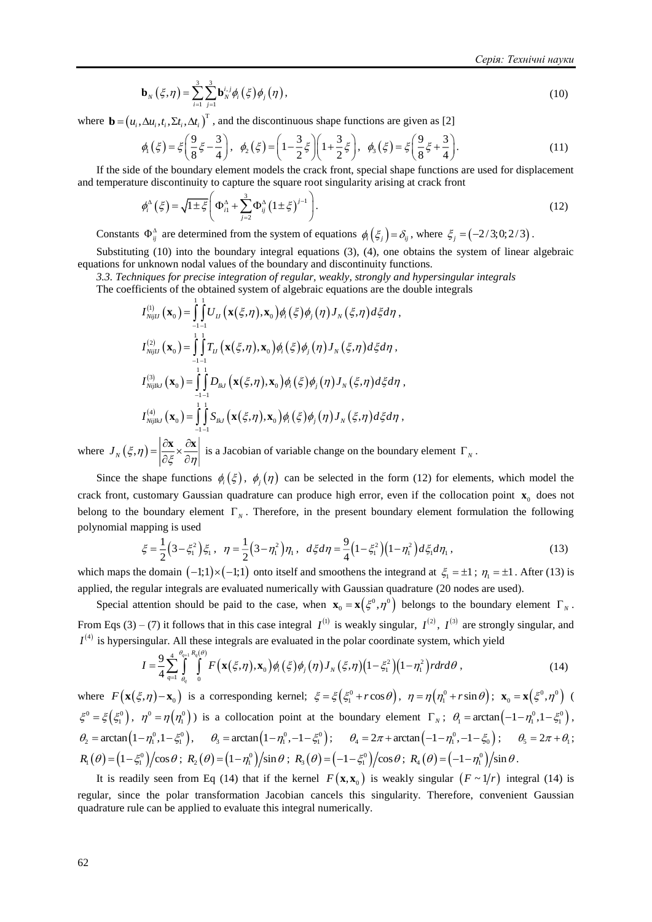$$\mathbf{b}_N(\xi,\eta) = \sum_{i=1}^{3}\sum_{j=1}^{3}\mathbf{b}_N^{i,j}\phi_i(\xi)\phi_j(\eta), \tag{10}$$

where $\mathbf{b} = (u_i, \Delta u_i, t_i, \Sigma t_i, \Delta t_i)^{\mathrm{T}}$, and the discontinuous shape functions are given as [2]

$$\phi_1(\xi) = \xi\left(\frac{9}{8}\xi - \frac{3}{4}\right),\quad \phi_2(\xi) = \left(1 - \frac{3}{2}\xi\right)\left(1 + \frac{3}{2}\xi\right),\quad \phi_3(\xi) = \xi\left(\frac{9}{8}\xi + \frac{3}{4}\right). \tag{11}$$

If the side of the boundary element models the crack front, special shape functions are used for displacement and temperature discontinuity to capture the square root singularity arising at crack front

$$\phi_i^{\Delta}(\xi) = \sqrt{1 \pm \xi}\left(\Phi_{i1}^{\Delta} + \sum_{j=2}^{3}\Phi_{ij}^{\Delta}(1 \pm \xi)^{j-1}\right). \tag{12}$$

Constants $\Phi_{ij}^{\Delta}$ are determined from the system of equations $\phi_i(\xi_j) = \delta_{ij}$, where $\xi_j = (-2/3; 0; 2/3)$.

Substituting (10) into the boundary integral equations (3), (4), one obtains the system of linear algebraic equations for unknown nodal values of the boundary and discontinuity functions.

*3.3. Techniques for precise integration of regular, weakly, strongly and hypersingular integrals*

The coefficients of the obtained system of algebraic equations are the double integrals

$$I_{NijIJ}^{(1)}(\mathbf{x}_0) = \int_{-1}^{1}\int_{-1}^{1} U_{IJ}(\mathbf{x}(\xi,\eta), \mathbf{x}_0)\phi_i(\xi)\phi_j(\eta) J_N(\xi,\eta)\, d\xi d\eta,$$

$$I_{NijIJ}^{(2)}(\mathbf{x}_0) = \int_{-1}^{1}\int_{-1}^{1} T_{IJ}(\mathbf{x}(\xi,\eta), \mathbf{x}_0)\phi_i(\xi)\phi_j(\eta) J_N(\xi,\eta)\, d\xi d\eta,$$

$$I_{NijIkJ}^{(3)}(\mathbf{x}_0) = \int_{-1}^{1}\int_{-1}^{1} D_{IkJ}(\mathbf{x}(\xi,\eta), \mathbf{x}_0)\phi_i(\xi)\phi_j(\eta) J_N(\xi,\eta)\, d\xi d\eta,$$

$$I_{NijIkJ}^{(4)}(\mathbf{x}_0) = \int_{-1}^{1}\int_{-1}^{1} S_{IkJ}(\mathbf{x}(\xi,\eta), \mathbf{x}_0)\phi_i(\xi)\phi_j(\eta) J_N(\xi,\eta)\, d\xi d\eta,$$

where $J_N(\xi,\eta) = \left|\dfrac{\partial \mathbf{x}}{\partial \xi} \times \dfrac{\partial \mathbf{x}}{\partial \eta}\right|$ is a Jacobian of variable change on the boundary element $\Gamma_N$.

Since the shape functions $\phi_i(\xi)$, $\phi_j(\eta)$ can be selected in the form (12) for elements, which model the crack front, customary Gaussian quadrature can produce high error, even if the collocation point $\mathbf{x}_0$ does not belong to the boundary element $\Gamma_N$. Therefore, in the present boundary element formulation the following polynomial mapping is used

$$\xi = \frac{1}{2}\left(3 - \xi_1^2\right)\xi_1,\quad \eta = \frac{1}{2}\left(3 - \eta_1^2\right)\eta_1,\quad d\xi d\eta = \frac{9}{4}\left(1 - \xi_1^2\right)\left(1 - \eta_1^2\right)d\xi_1 d\eta_1, \tag{13}$$

which maps the domain $(-1;1)\times(-1;1)$ onto itself and smoothens the integrand at $\xi_1 = \pm 1$; $\eta_1 = \pm 1$. After (13) is applied, the regular integrals are evaluated numerically with Gaussian quadrature (20 nodes are used).

Special attention should be paid to the case, when $\mathbf{x}_0 = \mathbf{x}(\xi^0, \eta^0)$ belongs to the boundary element $\Gamma_N$. From Eqs (3) – (7) it follows that in this case integral $I^{(1)}$ is weakly singular, $I^{(2)}$, $I^{(3)}$ are strongly singular, and $I^{(4)}$ is hypersingular. All these integrals are evaluated in the polar coordinate system, which yield

$$I = \frac{9}{4}\sum_{q=1}^{4}\int_{\theta_q}^{\theta_{q+1}}\int_{0}^{R_q(\theta)} F(\mathbf{x}(\xi,\eta), \mathbf{x}_0)\phi_i(\xi)\phi_j(\eta) J_N(\xi,\eta)\left(1 - \xi_1^2\right)\left(1 - \eta_1^2\right) r\, dr\, d\theta, \tag{14}$$

where $F(\mathbf{x}(\xi,\eta) - \mathbf{x}_0)$ is a corresponding kernel; $\xi = \xi(\xi_1^0 + r\cos\theta)$, $\eta = \eta(\eta_1^0 + r\sin\theta)$; $\mathbf{x}_0 = \mathbf{x}(\xi^0, \eta^0)$ ($\xi^0 = \xi(\xi_1^0)$, $\eta^0 = \eta(\eta_1^0)$) is a collocation point at the boundary element $\Gamma_N$; $\theta_1 = \arctan(-1 - \eta_1^0, 1 - \xi_1^0)$, $\theta_2 = \arctan(1 - \eta_1^0, 1 - \xi_1^0)$, $\theta_3 = \arctan(1 - \eta_1^0, -1 - \xi_1^0)$; $\theta_4 = 2\pi + \arctan(-1 - \eta_1^0, -1 - \xi_0)$; $\theta_5 = 2\pi + \theta_1$; $R_1(\theta) = (1 - \xi_1^0)/\cos\theta$; $R_2(\theta) = (1 - \eta_1^0)/\sin\theta$; $R_3(\theta) = (-1 - \xi_1^0)/\cos\theta$; $R_4(\theta) = (-1 - \eta_1^0)/\sin\theta$.

It is readily seen from Eq (14) that if the kernel $F(\mathbf{x}, \mathbf{x}_0)$ is weakly singular $(F \sim 1/r)$ integral (14) is regular, since the polar transformation Jacobian cancels this singularity. Therefore, convenient Gaussian quadrature rule can be applied to evaluate this integral numerically.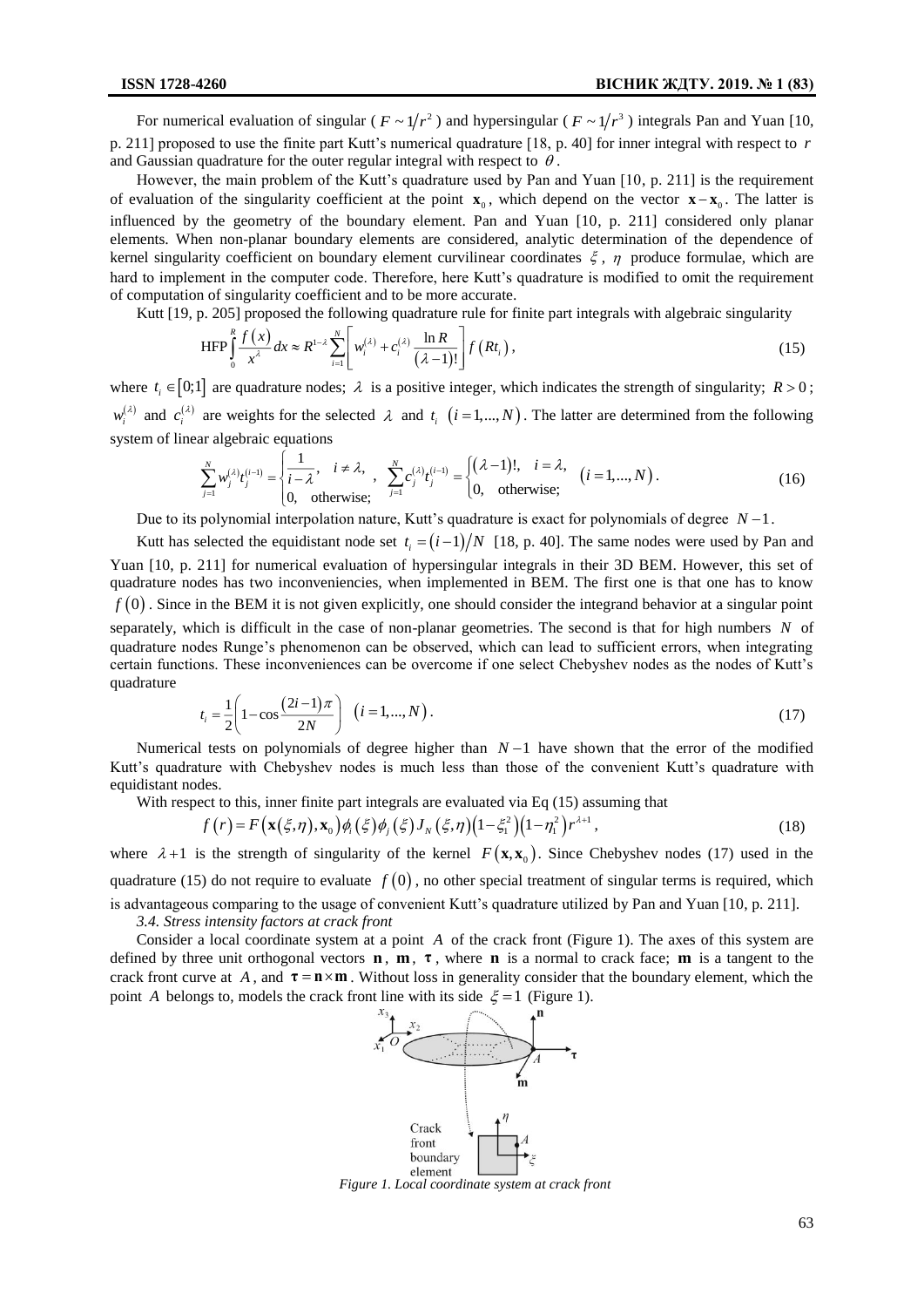For numerical evaluation of singular ( $F \sim 1/r^2$ ) and hypersingular ( $F \sim 1/r^3$ ) integrals Pan and Yuan [10, p. 211] proposed to use the finite part Kutt's numerical quadrature [18, p. 40] for inner integral with respect to $r$ and Gaussian quadrature for the outer regular integral with respect to $\theta$.

However, the main problem of the Kutt's quadrature used by Pan and Yuan [10, p. 211] is the requirement of evaluation of the singularity coefficient at the point $\mathbf{x}_0$, which depend on the vector $\mathbf{x}-\mathbf{x}_0$. The latter is influenced by the geometry of the boundary element. Pan and Yuan [10, p. 211] considered only planar elements. When non-planar boundary elements are considered, analytic determination of the dependence of kernel singularity coefficient on boundary element curvilinear coordinates $\xi$, $\eta$ produce formulae, which are hard to implement in the computer code. Therefore, here Kutt's quadrature is modified to omit the requirement of computation of singularity coefficient and to be more accurate.

Kutt [19, p. 205] proposed the following quadrature rule for finite part integrals with algebraic singularity

$$\mathrm{HFP}\int_0^R \frac{f(x)}{x^\lambda}dx \approx R^{1-\lambda}\sum_{i=1}^N\left[w_i^{(\lambda)}+c_i^{(\lambda)}\frac{\ln R}{(\lambda-1)!}\right]f(Rt_i), \tag{15}$$

where $t_i \in [0;1]$ are quadrature nodes; $\lambda$ is a positive integer, which indicates the strength of singularity; $R>0$; $w_i^{(\lambda)}$ and $c_i^{(\lambda)}$ are weights for the selected $\lambda$ and $t_i$ $(i=1,...,N)$. The latter are determined from the following system of linear algebraic equations

$$\sum_{j=1}^N w_j^{(\lambda)} t_j^{(i-1)} = \begin{cases}\dfrac{1}{i-\lambda}, & i\neq\lambda,\\ 0, & \text{otherwise;}\end{cases}, \quad \sum_{j=1}^N c_j^{(\lambda)} t_j^{(i-1)} = \begin{cases}(\lambda-1)!, & i=\lambda,\\ 0, & \text{otherwise;}\end{cases} \quad (i=1,...,N). \tag{16}$$

Due to its polynomial interpolation nature, Kutt's quadrature is exact for polynomials of degree $N-1$.

Kutt has selected the equidistant node set $t_i=(i-1)/N$ [18, p. 40]. The same nodes were used by Pan and Yuan [10, p. 211] for numerical evaluation of hypersingular integrals in their 3D BEM. However, this set of quadrature nodes has two inconveniencies, when implemented in BEM. The first one is that one has to know $f(0)$. Since in the BEM it is not given explicitly, one should consider the integrand behavior at a singular point separately, which is difficult in the case of non-planar geometries. The second is that for high numbers $N$ of quadrature nodes Runge's phenomenon can be observed, which can lead to sufficient errors, when integrating certain functions. These inconveniences can be overcome if one select Chebyshev nodes as the nodes of Kutt's quadrature

$$t_i=\frac{1}{2}\left(1-\cos\frac{(2i-1)\pi}{2N}\right) \quad (i=1,...,N). \tag{17}$$

Numerical tests on polynomials of degree higher than $N-1$ have shown that the error of the modified Kutt's quadrature with Chebyshev nodes is much less than those of the convenient Kutt's quadrature with equidistant nodes.

With respect to this, inner finite part integrals are evaluated via Eq (15) assuming that

$$f(r)=F(\mathbf{x}(\xi,\eta),\mathbf{x}_0)\phi_i(\xi)\phi_j(\xi)J_N(\xi,\eta)\left(1-\xi_1^2\right)\left(1-\eta_1^2\right)r^{\lambda+1}, \tag{18}$$

where $\lambda+1$ is the strength of singularity of the kernel $F(\mathbf{x},\mathbf{x}_0)$. Since Chebyshev nodes (17) used in the quadrature (15) do not require to evaluate $f(0)$, no other special treatment of singular terms is required, which is advantageous comparing to the usage of convenient Kutt's quadrature utilized by Pan and Yuan [10, p. 211].

*3.4. Stress intensity factors at crack front*

Consider a local coordinate system at a point $A$ of the crack front (Figure 1). The axes of this system are defined by three unit orthogonal vectors $\mathbf{n}$, $\mathbf{m}$, $\boldsymbol{\tau}$, where $\mathbf{n}$ is a normal to crack face; $\mathbf{m}$ is a tangent to the crack front curve at $A$, and $\boldsymbol{\tau}=\mathbf{n}\times\mathbf{m}$. Without loss in generality consider that the boundary element, which the point $A$ belongs to, models the crack front line with its side $\xi=1$ (Figure 1).

*Figure 1. Local coordinate system at crack front*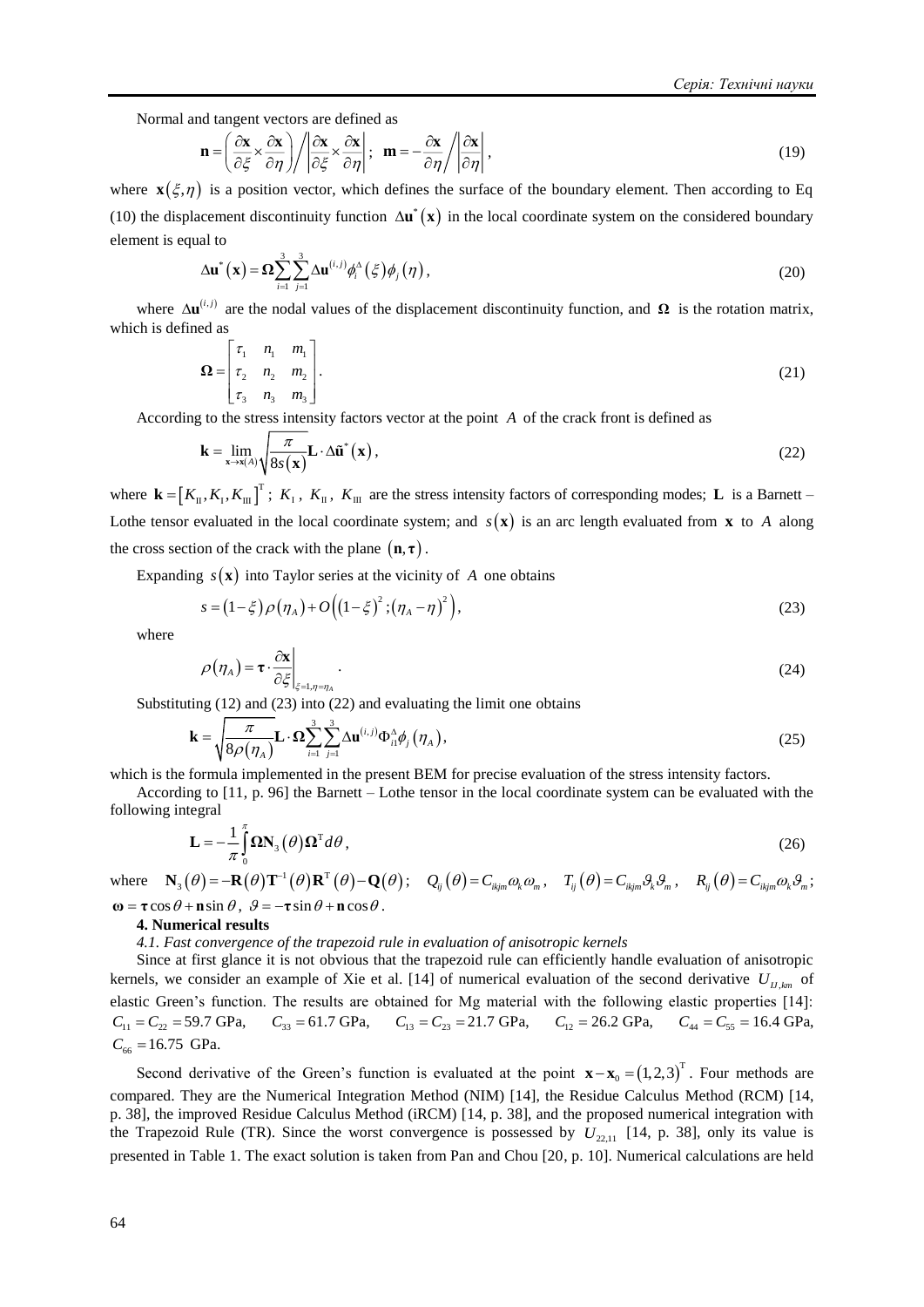Normal and tangent vectors are defined as

$$\mathbf{n} = \left( \frac{\partial \mathbf{x}}{\partial \xi} \times \frac{\partial \mathbf{x}}{\partial \eta} \right) \bigg/ \left| \frac{\partial \mathbf{x}}{\partial \xi} \times \frac{\partial \mathbf{x}}{\partial \eta} \right|; \quad \mathbf{m} = -\frac{\partial \mathbf{x}}{\partial \eta} \bigg/ \left| \frac{\partial \mathbf{x}}{\partial \eta} \right|, \tag{19}$$

where $\mathbf{x}(\xi, \eta)$ is a position vector, which defines the surface of the boundary element. Then according to Eq (10) the displacement discontinuity function $\Delta \mathbf{u}^*(\mathbf{x})$ in the local coordinate system on the considered boundary element is equal to

$$\Delta \mathbf{u}^*(\mathbf{x}) = \mathbf{\Omega} \sum_{i=1}^{3} \sum_{j=1}^{3} \Delta \mathbf{u}^{(i,j)} \phi_i^{\Delta}(\xi) \phi_j(\eta), \tag{20}$$

where $\Delta \mathbf{u}^{(i,j)}$ are the nodal values of the displacement discontinuity function, and $\mathbf{\Omega}$ is the rotation matrix, which is defined as

$$\mathbf{\Omega} = \begin{bmatrix} \tau_1 & n_1 & m_1 \\ \tau_2 & n_2 & m_2 \\ \tau_3 & n_3 & m_3 \end{bmatrix}. \tag{21}$$

According to the stress intensity factors vector at the point $A$ of the crack front is defined as

$$\mathbf{k} = \lim_{\mathbf{x} \to \mathbf{x}(A)} \sqrt{\frac{\pi}{8 s(\mathbf{x})}} \mathbf{L} \cdot \Delta \tilde{\mathbf{u}}^*(\mathbf{x}), \tag{22}$$

where $\mathbf{k} = [K_{\mathrm{II}}, K_{\mathrm{I}}, K_{\mathrm{III}}]^{\mathrm{T}}$; $K_{\mathrm{I}}$, $K_{\mathrm{II}}$, $K_{\mathrm{III}}$ are the stress intensity factors of corresponding modes; $\mathbf{L}$ is a Barnett – Lothe tensor evaluated in the local coordinate system; and $s(\mathbf{x})$ is an arc length evaluated from $\mathbf{x}$ to $A$ along the cross section of the crack with the plane $(\mathbf{n}, \boldsymbol{\tau})$.

Expanding $s(\mathbf{x})$ into Taylor series at the vicinity of $A$ one obtains

$$s = (1 - \xi) \rho(\eta_A) + O\left( (1 - \xi)^2 ; (\eta_A - \eta)^2 \right), \tag{23}$$

where

$$\rho(\eta_A) = \boldsymbol{\tau} \cdot \left. \frac{\partial \mathbf{x}}{\partial \xi} \right|_{\xi = 1, \eta = \eta_A}. \tag{24}$$

Substituting (12) and (23) into (22) and evaluating the limit one obtains

$$\mathbf{k} = \sqrt{\frac{\pi}{8 \rho(\eta_A)}} \mathbf{L} \cdot \mathbf{\Omega} \sum_{i=1}^{3} \sum_{j=1}^{3} \Delta \mathbf{u}^{(i,j)} \Phi_{i1}^{\Delta} \phi_j(\eta_A), \tag{25}$$

which is the formula implemented in the present BEM for precise evaluation of the stress intensity factors.

According to [11, p. 96] the Barnett – Lothe tensor in the local coordinate system can be evaluated with the following integral

$$\mathbf{L} = -\frac{1}{\pi} \int_0^{\pi} \mathbf{\Omega} \mathbf{N}_3(\theta) \mathbf{\Omega}^{\mathrm{T}} d\theta, \tag{26}$$

where $\mathbf{N}_3(\theta) = -\mathbf{R}(\theta) \mathbf{T}^{-1}(\theta) \mathbf{R}^{\mathrm{T}}(\theta) - \mathbf{Q}(\theta)$; $Q_{ij}(\theta) = C_{ikjm} \omega_k \omega_m$, $T_{ij}(\theta) = C_{ikjm} \vartheta_k \vartheta_m$, $R_{ij}(\theta) = C_{ikjm} \omega_k \vartheta_m$; $\boldsymbol{\omega} = \boldsymbol{\tau} \cos\theta + \mathbf{n} \sin\theta$, $\boldsymbol{\vartheta} = -\boldsymbol{\tau} \sin\theta + \mathbf{n} \cos\theta$.

**4. Numerical results**

*4.1. Fast convergence of the trapezoid rule in evaluation of anisotropic kernels*

Since at first glance it is not obvious that the trapezoid rule can efficiently handle evaluation of anisotropic kernels, we consider an example of Xie et al. [14] of numerical evaluation of the second derivative $U_{IJ,km}$ of elastic Green's function. The results are obtained for Mg material with the following elastic properties [14]: $C_{11} = C_{22} = 59.7$ GPa, $C_{33} = 61.7$ GPa, $C_{13} = C_{23} = 21.7$ GPa, $C_{12} = 26.2$ GPa, $C_{44} = C_{55} = 16.4$ GPa, $C_{66} = 16.75$ GPa.

Second derivative of the Green's function is evaluated at the point $\mathbf{x} - \mathbf{x}_0 = (1, 2, 3)^{\mathrm{T}}$. Four methods are compared. They are the Numerical Integration Method (NIM) [14], the Residue Calculus Method (RCM) [14, p. 38], the improved Residue Calculus Method (iRCM) [14, p. 38], and the proposed numerical integration with the Trapezoid Rule (TR). Since the worst convergence is possessed by $U_{22,11}$ [14, p. 38], only its value is presented in Table 1. The exact solution is taken from Pan and Chou [20, p. 10]. Numerical calculations are held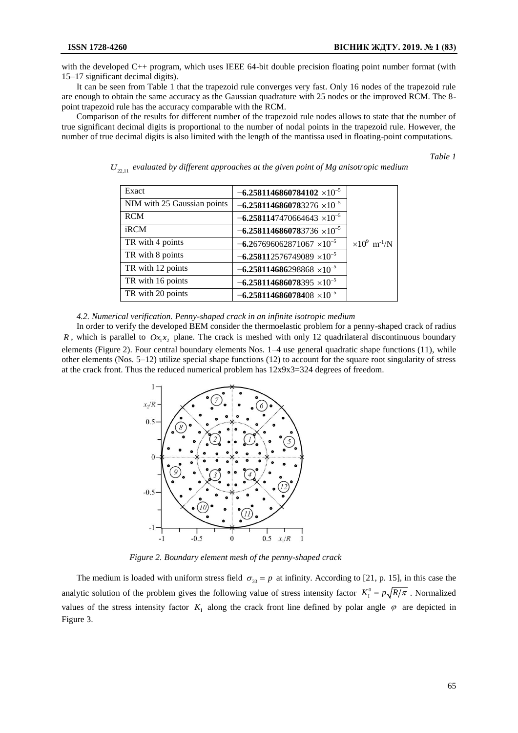with the developed C++ program, which uses IEEE 64-bit double precision floating point number format (with 15–17 significant decimal digits).

It can be seen from Table 1 that the trapezoid rule converges very fast. Only 16 nodes of the trapezoid rule are enough to obtain the same accuracy as the Gaussian quadrature with 25 nodes or the improved RCM. The 8-point trapezoid rule has the accuracy comparable with the RCM.

Comparison of the results for different number of the trapezoid rule nodes allows to state that the number of true significant decimal digits is proportional to the number of nodal points in the trapezoid rule. However, the number of true decimal digits is also limited with the length of the mantissa used in floating-point computations.

*Table 1*

*$U_{22,11}$ evaluated by different approaches at the given point of Mg anisotropic medium*

| | | |
|---|---|---|
| Exact | $-\mathbf{6.2581146860784102} \times 10^{-5}$ | $\times 10^{9}$ m$^{-1}$/N |
| NIM with 25 Gaussian points | $-\mathbf{6.258114686078}3276 \times 10^{-5}$ | |
| RCM | $-\mathbf{6.2581147}470664643 \times 10^{-5}$ | |
| iRCM | $-\mathbf{6.258114686078}3736 \times 10^{-5}$ | |
| TR with 4 points | $-\mathbf{6.2}67696062871067 \times 10^{-5}$ | |
| TR with 8 points | $-\mathbf{6.258112}576749089 \times 10^{-5}$ | |
| TR with 12 points | $-\mathbf{6.2581146862}98868 \times 10^{-5}$ | |
| TR with 16 points | $-\mathbf{6.258114686078}395 \times 10^{-5}$ | |
| TR with 20 points | $-\mathbf{6.25811468607840}8 \times 10^{-5}$ | |

*4.2. Numerical verification. Penny-shaped crack in an infinite isotropic medium*

In order to verify the developed BEM consider the thermoelastic problem for a penny-shaped crack of radius $R$, which is parallel to $Ox_1x_2$ plane. The crack is meshed with only 12 quadrilateral discontinuous boundary elements (Figure 2). Four central boundary elements Nos. 1–4 use general quadratic shape functions (11), while other elements (Nos. 5–12) utilize special shape functions (12) to account for the square root singularity of stress at the crack front. Thus the reduced numerical problem has 12x9x3=324 degrees of freedom.

*Figure 2. Boundary element mesh of the penny-shaped crack*

The medium is loaded with uniform stress field $\sigma_{33} = p$ at infinity. According to [21, p. 15], in this case the analytic solution of the problem gives the following value of stress intensity factor $K_I^0 = p\sqrt{R/\pi}$. Normalized values of the stress intensity factor $K_I$ along the crack front line defined by polar angle $\varphi$ are depicted in Figure 3.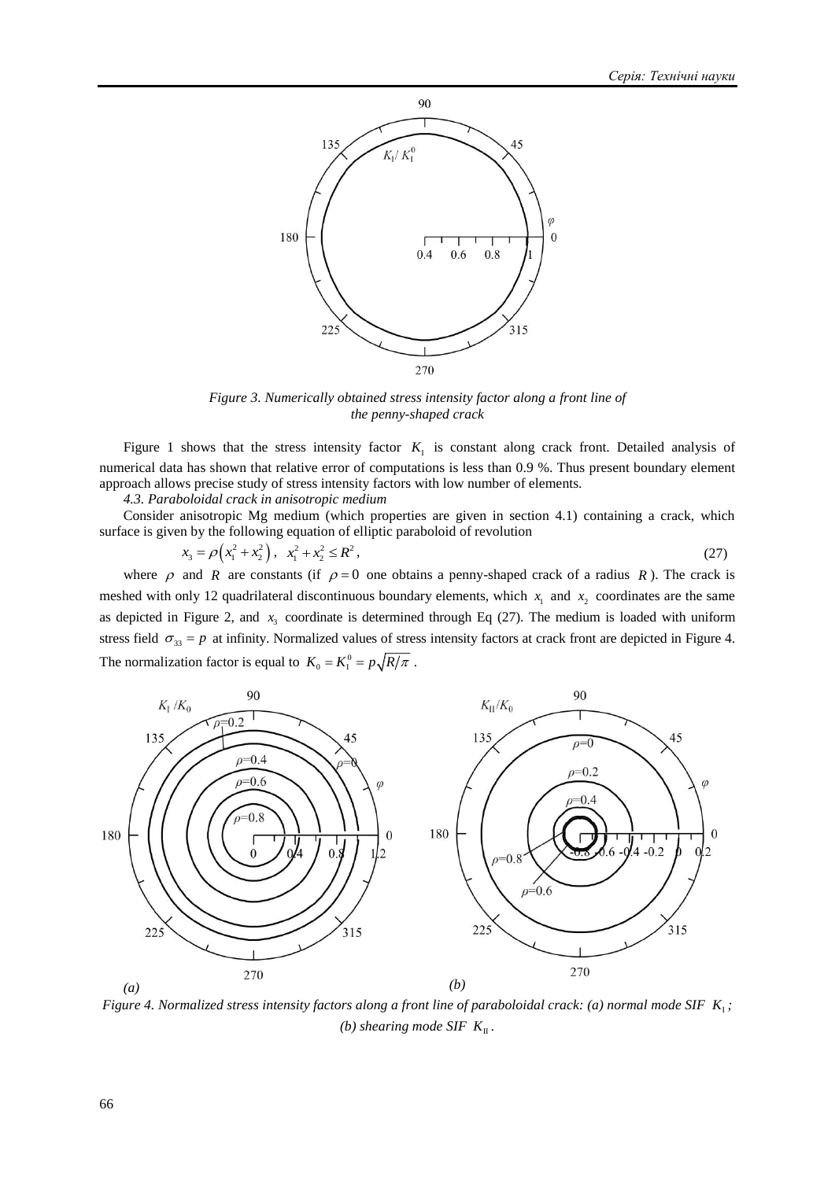*Figure 3. Numerically obtained stress intensity factor along a front line of the penny-shaped crack*

Figure 1 shows that the stress intensity factor $K_\mathrm{I}$ is constant along crack front. Detailed analysis of numerical data has shown that relative error of computations is less than 0.9 %. Thus present boundary element approach allows precise study of stress intensity factors with low number of elements.

*4.3. Paraboloidal crack in anisotropic medium*

Consider anisotropic Mg medium (which properties are given in section 4.1) containing a crack, which surface is given by the following equation of elliptic paraboloid of revolution

$$x_3 = \rho\left(x_1^2 + x_2^2\right), \quad x_1^2 + x_2^2 \le R^2, \tag{27}$$

where $\rho$ and $R$ are constants (if $\rho = 0$ one obtains a penny-shaped crack of a radius $R$). The crack is meshed with only 12 quadrilateral discontinuous boundary elements, which $x_1$ and $x_2$ coordinates are the same as depicted in Figure 2, and $x_3$ coordinate is determined through Eq (27). The medium is loaded with uniform stress field $\sigma_{33} = p$ at infinity. Normalized values of stress intensity factors at crack front are depicted in Figure 4. The normalization factor is equal to $K_0 = K_\mathrm{I}^0 = p\sqrt{R/\pi}$.

*Figure 4. Normalized stress intensity factors along a front line of paraboloidal crack: (a) normal mode SIF $K_\mathrm{I}$; (b) shearing mode SIF $K_\mathrm{II}$.*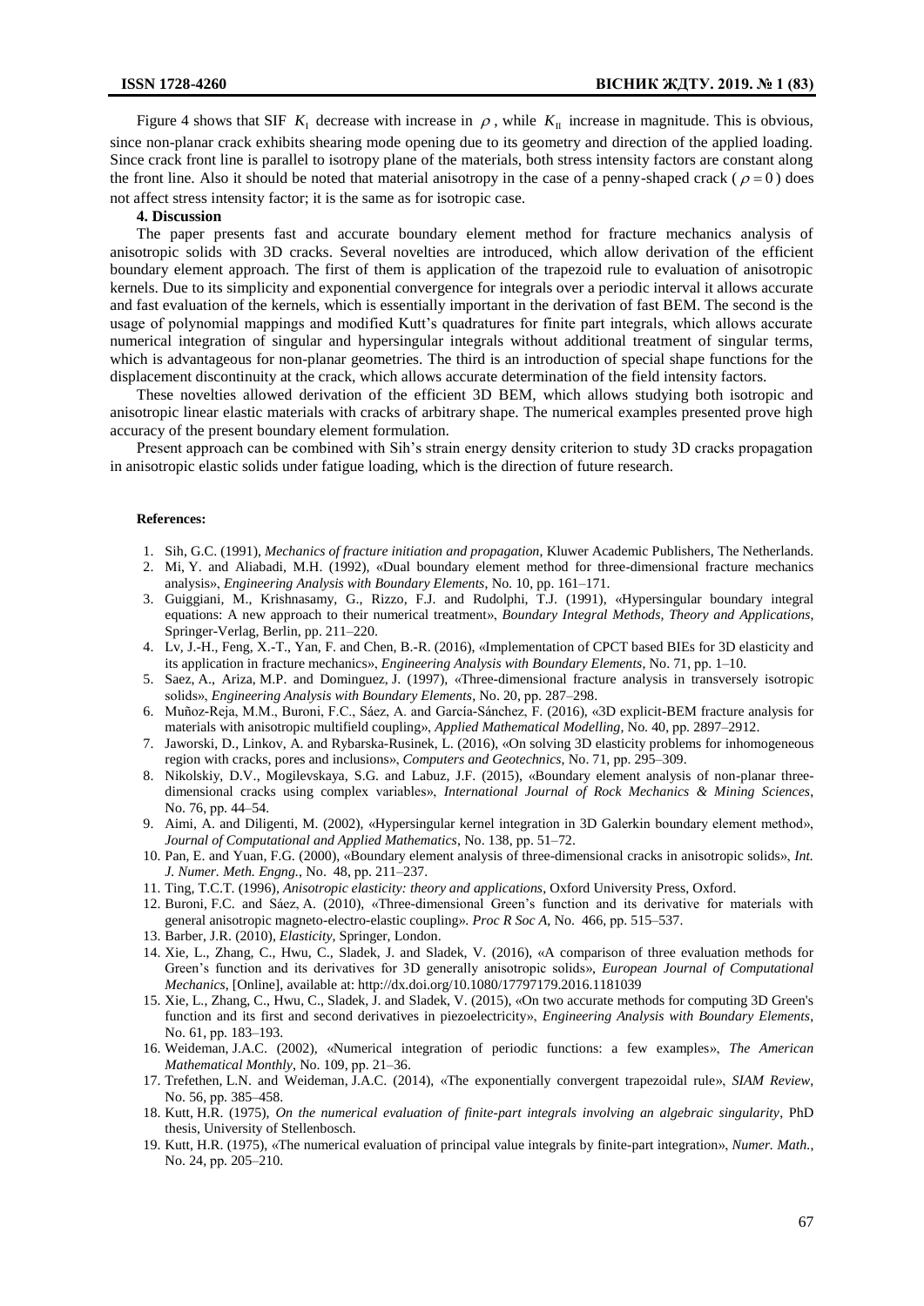Figure 4 shows that SIF $K_{\mathrm{I}}$ decrease with increase in $\rho$, while $K_{\mathrm{II}}$ increase in magnitude. This is obvious, since non-planar crack exhibits shearing mode opening due to its geometry and direction of the applied loading. Since crack front line is parallel to isotropy plane of the materials, both stress intensity factors are constant along the front line. Also it should be noted that material anisotropy in the case of a penny-shaped crack ($\rho = 0$) does not affect stress intensity factor; it is the same as for isotropic case.

**4. Discussion**

The paper presents fast and accurate boundary element method for fracture mechanics analysis of anisotropic solids with 3D cracks. Several novelties are introduced, which allow derivation of the efficient boundary element approach. The first of them is application of the trapezoid rule to evaluation of anisotropic kernels. Due to its simplicity and exponential convergence for integrals over a periodic interval it allows accurate and fast evaluation of the kernels, which is essentially important in the derivation of fast BEM. The second is the usage of polynomial mappings and modified Kutt's quadratures for finite part integrals, which allows accurate numerical integration of singular and hypersingular integrals without additional treatment of singular terms, which is advantageous for non-planar geometries. The third is an introduction of special shape functions for the displacement discontinuity at the crack, which allows accurate determination of the field intensity factors.

These novelties allowed derivation of the efficient 3D BEM, which allows studying both isotropic and anisotropic linear elastic materials with cracks of arbitrary shape. The numerical examples presented prove high accuracy of the present boundary element formulation.

Present approach can be combined with Sih's strain energy density criterion to study 3D cracks propagation in anisotropic elastic solids under fatigue loading, which is the direction of future research.

**References:**

1. Sih, G.C. (1991), *Mechanics of fracture initiation and propagation*, Kluwer Academic Publishers, The Netherlands.
2. Mi, Y. and Aliabadi, M.H. (1992), «Dual boundary element method for three-dimensional fracture mechanics analysis», *Engineering Analysis with Boundary Elements*, No. 10, pp. 161–171.
3. Guiggiani, M., Krishnasamy, G., Rizzo, F.J. and Rudolphi, T.J. (1991), «Hypersingular boundary integral equations: A new approach to their numerical treatment», *Boundary Integral Methods, Theory and Applications*, Springer-Verlag, Berlin, pp. 211–220.
4. Lv, J.-H., Feng, X.-T., Yan, F. and Chen, B.-R. (2016), «Implementation of CPCT based BIEs for 3D elasticity and its application in fracture mechanics», *Engineering Analysis with Boundary Elements*, No. 71, pp. 1–10.
5. Saez, A., Ariza, M.P. and Dominguez, J. (1997), «Three-dimensional fracture analysis in transversely isotropic solids», *Engineering Analysis with Boundary Elements*, No. 20, pp. 287–298.
6. Muñoz-Reja, M.M., Buroni, F.C., Sáez, A. and García-Sánchez, F. (2016), «3D explicit-BEM fracture analysis for materials with anisotropic multifield coupling», *Applied Mathematical Modelling*, No. 40, pp. 2897–2912.
7. Jaworski, D., Linkov, A. and Rybarska-Rusinek, L. (2016), «On solving 3D elasticity problems for inhomogeneous region with cracks, pores and inclusions», *Computers and Geotechnics*, No. 71, pp. 295–309.
8. Nikolskiy, D.V., Mogilevskaya, S.G. and Labuz, J.F. (2015), «Boundary element analysis of non-planar three-dimensional cracks using complex variables», *International Journal of Rock Mechanics & Mining Sciences*, No. 76, pp. 44–54.
9. Aimi, A. and Diligenti, M. (2002), «Hypersingular kernel integration in 3D Galerkin boundary element method», *Journal of Computational and Applied Mathematics*, No. 138, pp. 51–72.
10. Pan, E. and Yuan, F.G. (2000), «Boundary element analysis of three-dimensional cracks in anisotropic solids», *Int. J. Numer. Meth. Engng.*, No. 48, pp. 211–237.
11. Ting, T.C.T. (1996), *Anisotropic elasticity: theory and applications*, Oxford University Press, Oxford.
12. Buroni, F.C. and Sáez, A. (2010), «Three-dimensional Green's function and its derivative for materials with general anisotropic magneto-electro-elastic coupling». *Proc R Soc A*, No. 466, pp. 515–537.
13. Barber, J.R. (2010), *Elasticity*, Springer, London.
14. Xie, L., Zhang, C., Hwu, C., Sladek, J. and Sladek, V. (2016), «A comparison of three evaluation methods for Green's function and its derivatives for 3D generally anisotropic solids», *European Journal of Computational Mechanics*, [Online], available at: http://dx.doi.org/10.1080/17797179.2016.1181039
15. Xie, L., Zhang, C., Hwu, C., Sladek, J. and Sladek, V. (2015), «On two accurate methods for computing 3D Green's function and its first and second derivatives in piezoelectricity», *Engineering Analysis with Boundary Elements*, No. 61, pp. 183–193.
16. Weideman, J.A.C. (2002), «Numerical integration of periodic functions: a few examples», *The American Mathematical Monthly*, No. 109, pp. 21–36.
17. Trefethen, L.N. and Weideman, J.A.C. (2014), «The exponentially convergent trapezoidal rule», *SIAM Review*, No. 56, pp. 385–458.
18. Kutt, H.R. (1975), *On the numerical evaluation of finite-part integrals involving an algebraic singularity*, PhD thesis, University of Stellenbosch.
19. Kutt, H.R. (1975), «The numerical evaluation of principal value integrals by finite-part integration», *Numer. Math.*, No. 24, pp. 205–210.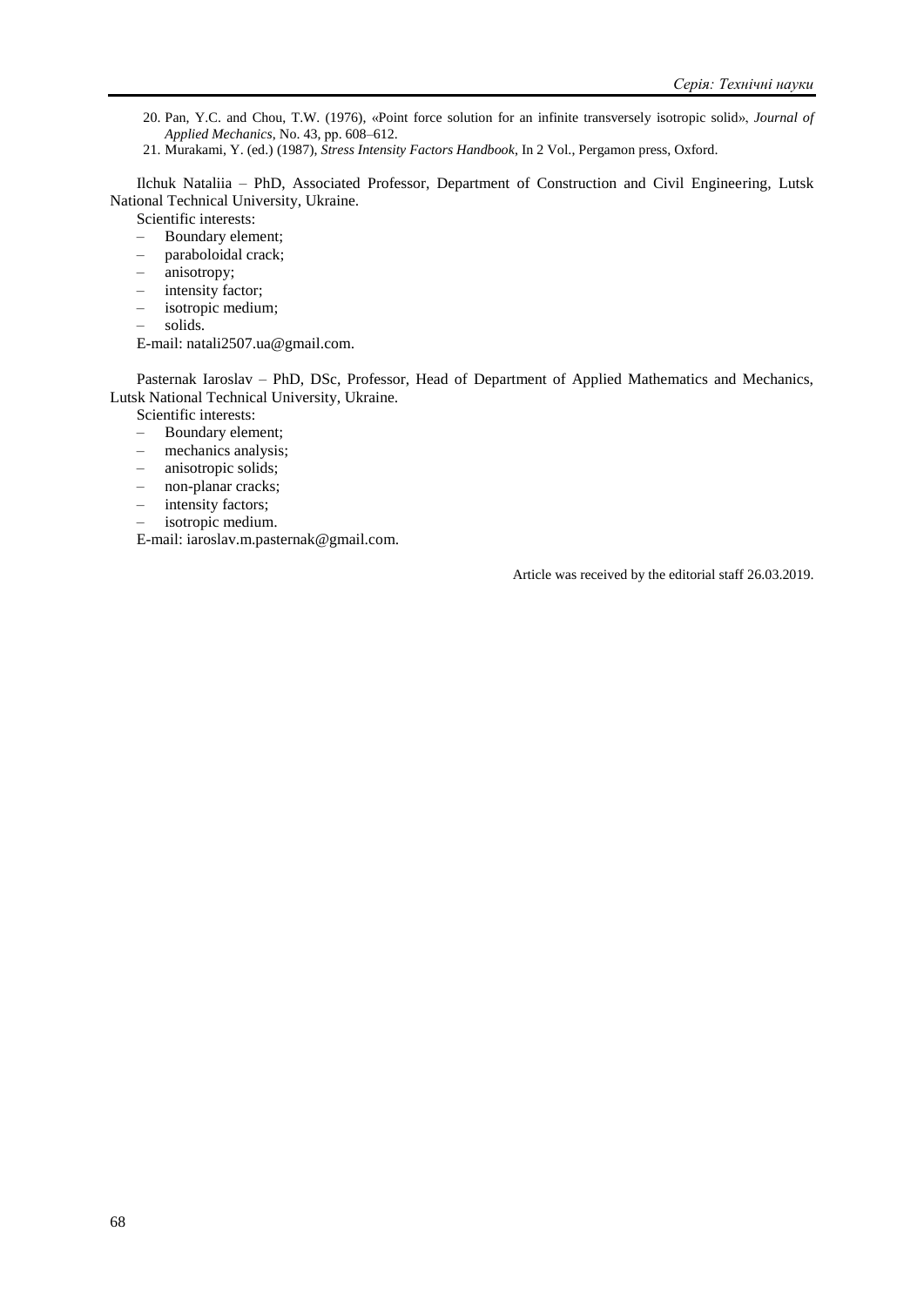20. Pan, Y.C. and Chou, T.W. (1976), «Point force solution for an infinite transversely isotropic solid», *Journal of Applied Mechanics*, No. 43, pp. 608–612.
21. Murakami, Y. (ed.) (1987), *Stress Intensity Factors Handbook*, In 2 Vol., Pergamon press, Oxford.

Ilchuk Nataliia – PhD, Associated Professor, Department of Construction and Civil Engineering, Lutsk National Technical University, Ukraine.

Scientific interests:

- Boundary element;
- paraboloidal crack;
- anisotropy;
- intensity factor;
- isotropic medium;
- solids.

E-mail: natali2507.ua@gmail.com.

Pasternak Iaroslav – PhD, DSc, Professor, Head of Department of Applied Mathematics and Mechanics, Lutsk National Technical University, Ukraine.

Scientific interests:

- Boundary element;
- mechanics analysis;
- anisotropic solids;
- non-planar cracks;
- intensity factors;
- isotropic medium.

E-mail: iaroslav.m.pasternak@gmail.com.

Article was received by the editorial staff 26.03.2019.